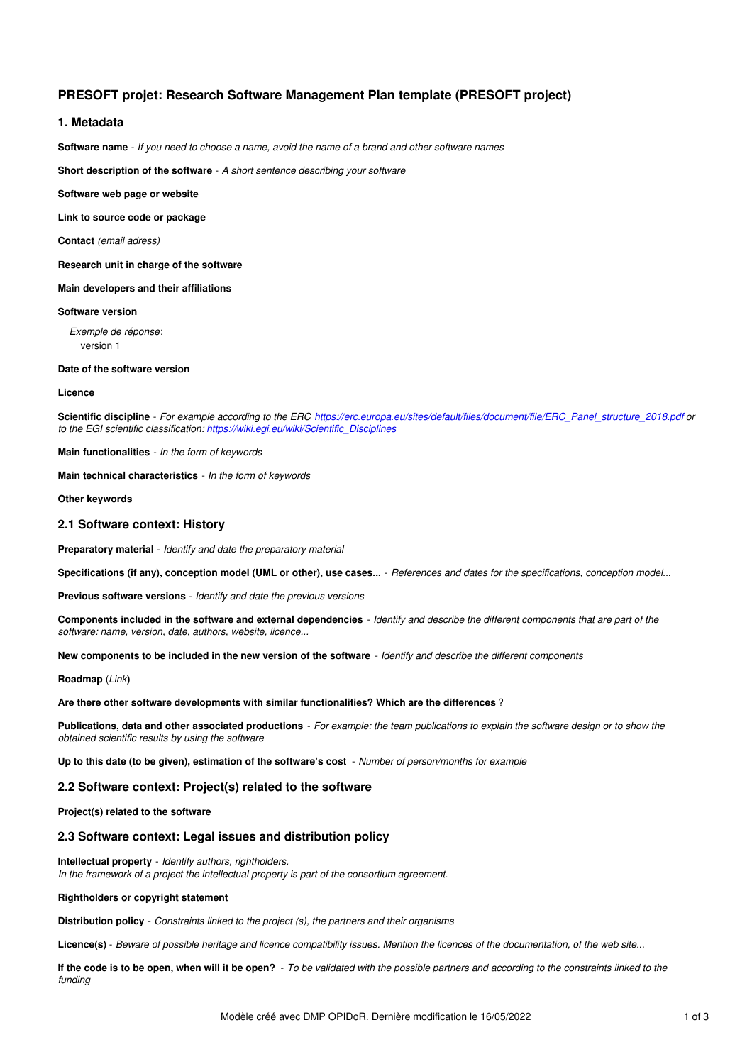# PRESOFT projet: Research Software Management Plan template (PRESOFT project)

## 1. Metadata

**Software name** - *If you need to choose a name, avoid the name of a brand and other software names*

**Short description of the software** - *A short sentence describing your software*

**Software web page or website**

**Link to source code or package**

**Contact** *(email adress)*

**Research unit in charge of the software**

**Main developers and their affiliations**

**Software version**

*Exemple de réponse*:
version 1

**Date of the software version**

**Licence**

**Scientific discipline** - *For example according to the ERC [https://erc.europa.eu/sites/default/files/document/file/ERC_Panel_structure_2018.pdf](https://erc.europa.eu/sites/default/files/document/file/ERC_Panel_structure_2018.pdf) or to the EGI scientific classification: [https://wiki.egi.eu/wiki/Scientific_Disciplines](https://wiki.egi.eu/wiki/Scientific_Disciplines)*

**Main functionalities** - *In the form of keywords*

**Main technical characteristics** - *In the form of keywords*

**Other keywords**

## 2.1 Software context: History

**Preparatory material** - *Identify and date the preparatory material*

**Specifications (if any), conception model (UML or other), use cases...** - *References and dates for the specifications, conception model...*

**Previous software versions** - *Identify and date the previous versions*

**Components included in the software and external dependencies** - *Identify and describe the different components that are part of the software: name, version, date, authors, website, licence...*

**New components to be included in the new version of the software** - *Identify and describe the different components*

**Roadmap** (*Link*)

**Are there other software developments with similar functionalities? Which are the differences** ?

**Publications, data and other associated productions** - *For example: the team publications to explain the software design or to show the obtained scientific results by using the software*

**Up to this date (to be given), estimation of the software's cost** - *Number of person/months for example*

## 2.2 Software context: Project(s) related to the software

**Project(s) related to the software**

## 2.3 Software context: Legal issues and distribution policy

**Intellectual property** - *Identify authors, rightholders.*
*In the framework of a project the intellectual property is part of the consortium agreement.*

**Rightholders or copyright statement**

**Distribution policy** - *Constraints linked to the project (s), the partners and their organisms*

**Licence(s)** - *Beware of possible heritage and licence compatibility issues. Mention the licences of the documentation, of the web site...*

**If the code is to be open, when will it be open?** - *To be validated with the possible partners and according to the constraints linked to the funding*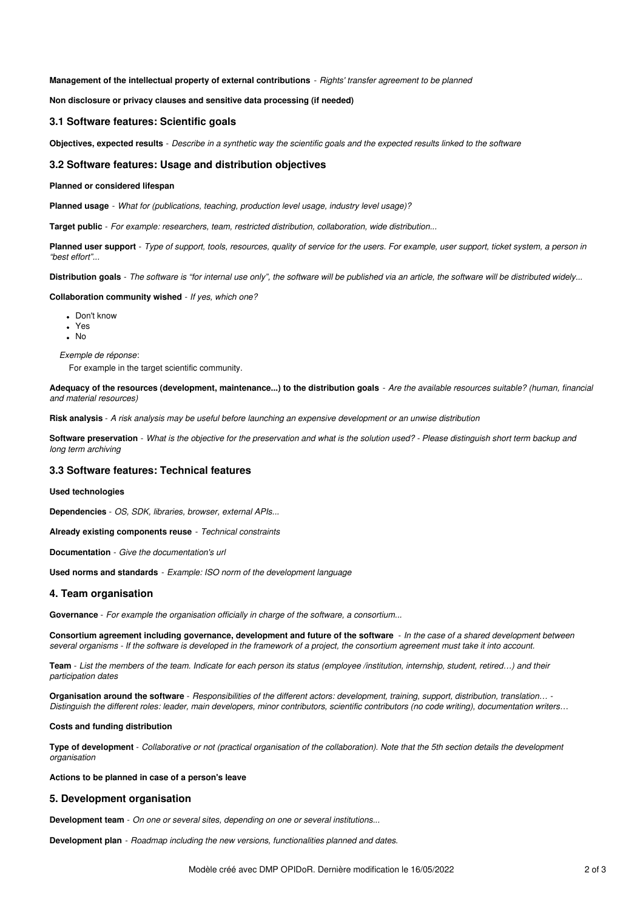**Management of the intellectual property of external contributions** - *Rights' transfer agreement to be planned*

**Non disclosure or privacy clauses and sensitive data processing (if needed)**

### 3.1 Software features: Scientific goals

**Objectives, expected results** - *Describe in a synthetic way the scientific goals and the expected results linked to the software*

### 3.2 Software features: Usage and distribution objectives

**Planned or considered lifespan**

**Planned usage** - *What for (publications, teaching, production level usage, industry level usage)?*

**Target public** - *For example: researchers, team, restricted distribution, collaboration, wide distribution...*

**Planned user support** - *Type of support, tools, resources, quality of service for the users. For example, user support, ticket system, a person in "best effort"...*

**Distribution goals** - *The software is "for internal use only", the software will be published via an article, the software will be distributed widely...*

**Collaboration community wished** - *If yes, which one?*

- Don't know
- Yes
- No

*Exemple de réponse*:

For example in the target scientific community.

**Adequacy of the resources (development, maintenance...) to the distribution goals** - *Are the available resources suitable? (human, financial and material resources)*

**Risk analysis** - *A risk analysis may be useful before launching an expensive development or an unwise distribution*

**Software preservation** - *What is the objective for the preservation and what is the solution used? - Please distinguish short term backup and long term archiving*

### 3.3 Software features: Technical features

**Used technologies**

**Dependencies** - *OS, SDK, libraries, browser, external APIs...*

**Already existing components reuse** - *Technical constraints*

**Documentation** - *Give the documentation's url*

**Used norms and standards** - *Example: ISO norm of the development language*

### 4. Team organisation

**Governance** - *For example the organisation officially in charge of the software, a consortium...*

**Consortium agreement including governance, development and future of the software** - *In the case of a shared development between several organisms - If the software is developed in the framework of a project, the consortium agreement must take it into account.*

**Team** - *List the members of the team. Indicate for each person its status (employee /institution, internship, student, retired…) and their participation dates*

**Organisation around the software** - *Responsibilities of the different actors: development, training, support, distribution, translation… - Distinguish the different roles: leader, main developers, minor contributors, scientific contributors (no code writing), documentation writers…*

**Costs and funding distribution**

**Type of development** - *Collaborative or not (practical organisation of the collaboration). Note that the 5th section details the development organisation*

**Actions to be planned in case of a person's leave**

### 5. Development organisation

**Development team** - *On one or several sites, depending on one or several institutions...*

**Development plan** - *Roadmap including the new versions, functionalities planned and dates.*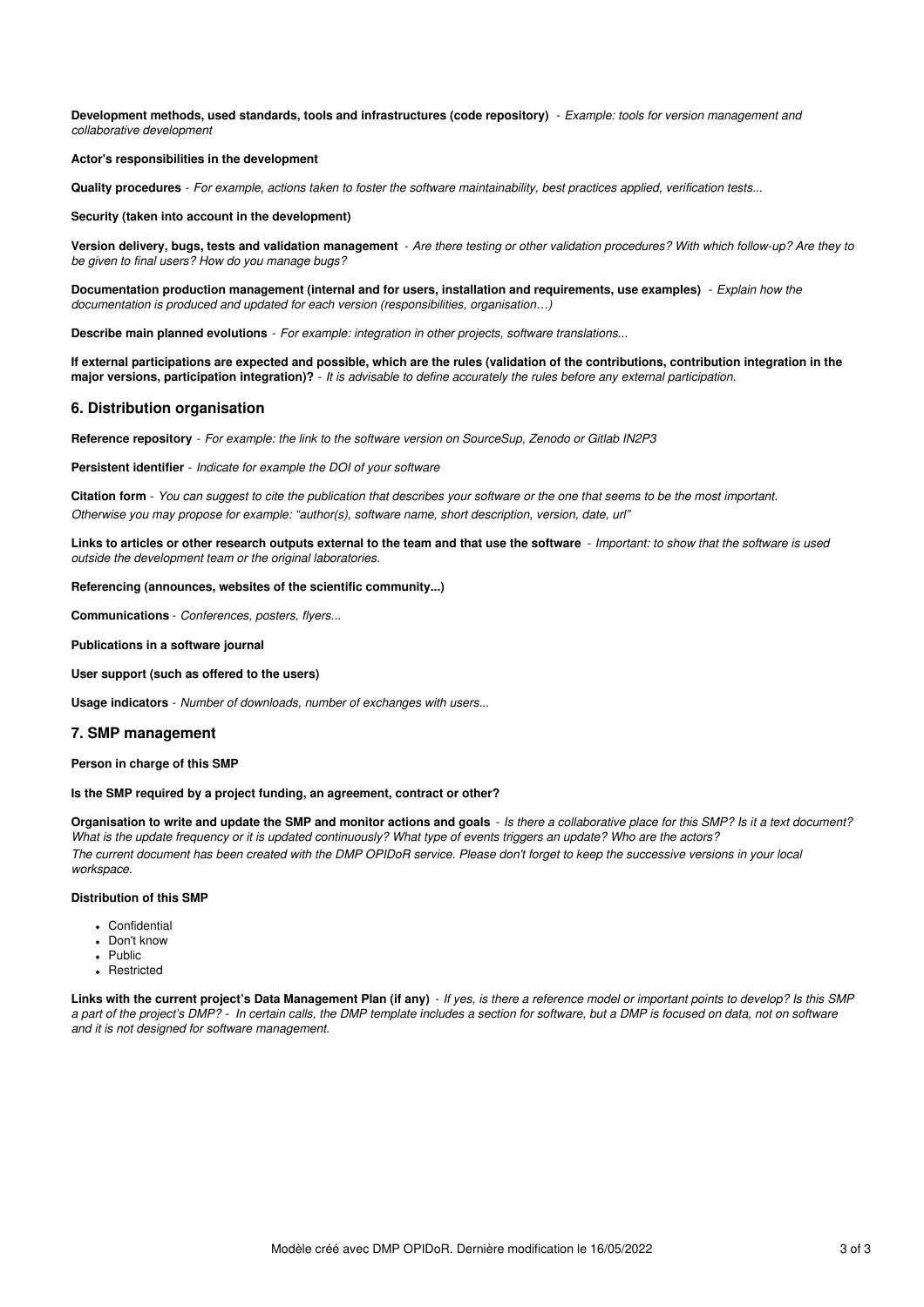**Development methods, used standards, tools and infrastructures (code repository)** - *Example: tools for version management and collaborative development*

**Actor's responsibilities in the development**

**Quality procedures** - *For example, actions taken to foster the software maintainability, best practices applied, verification tests...*

**Security (taken into account in the development)**

**Version delivery, bugs, tests and validation management** - *Are there testing or other validation procedures? With which follow-up? Are they to be given to final users? How do you manage bugs?*

**Documentation production management (internal and for users, installation and requirements, use examples)** - *Explain how the documentation is produced and updated for each version (responsibilities, organisation…)*

**Describe main planned evolutions** - *For example: integration in other projects, software translations...*

**If external participations are expected and possible, which are the rules (validation of the contributions, contribution integration in the major versions, participation integration)?** - *It is advisable to define accurately the rules before any external participation.*

### 6. Distribution organisation

**Reference repository** - *For example: the link to the software version on SourceSup, Zenodo or Gitlab IN2P3*

**Persistent identifier** - *Indicate for example the DOI of your software*

**Citation form** - *You can suggest to cite the publication that describes your software or the one that seems to be the most important. Otherwise you may propose for example: "author(s), software name, short description, version, date, url"*

**Links to articles or other research outputs external to the team and that use the software** - *Important: to show that the software is used outside the development team or the original laboratories.*

**Referencing (announces, websites of the scientific community...)**

**Communications** - *Conferences, posters, flyers...*

**Publications in a software journal**

**User support (such as offered to the users)**

**Usage indicators** - *Number of downloads, number of exchanges with users...*

### 7. SMP management

**Person in charge of this SMP**

**Is the SMP required by a project funding, an agreement, contract or other?**

**Organisation to write and update the SMP and monitor actions and goals** - *Is there a collaborative place for this SMP? Is it a text document? What is the update frequency or it is updated continuously? What type of events triggers an update? Who are the actors?*
*The current document has been created with the DMP OPIDoR service. Please don't forget to keep the successive versions in your local workspace.*

**Distribution of this SMP**

- Confidential
- Don't know
- Public
- Restricted

**Links with the current project's Data Management Plan (if any)** - *If yes, is there a reference model or important points to develop? Is this SMP a part of the project's DMP? - In certain calls, the DMP template includes a section for software, but a DMP is focused on data, not on software and it is not designed for software management.*

Modèle créé avec DMP OPIDoR. Dernière modification le 16/05/2022